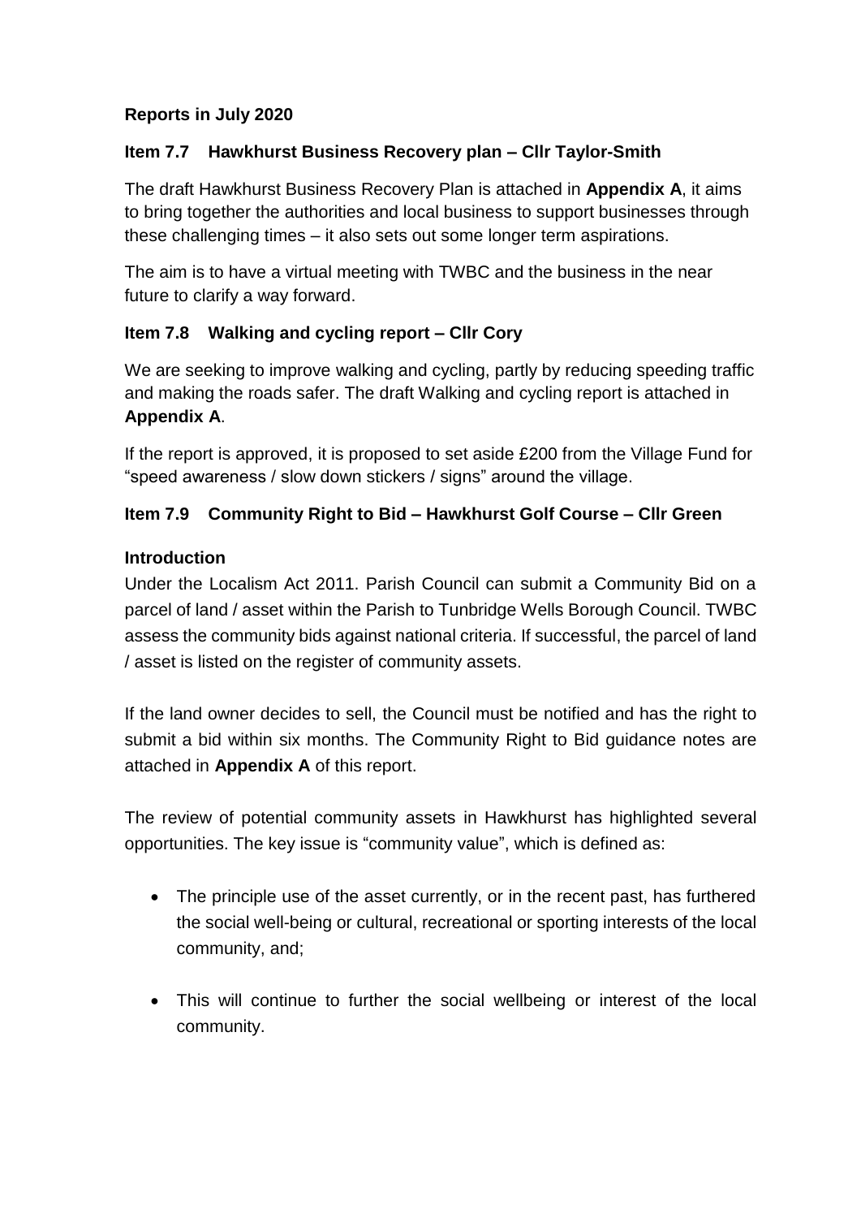**Reports in July 2020**

**Item 7.7 Hawkhurst Business Recovery plan – Cllr Taylor-Smith**

The draft Hawkhurst Business Recovery Plan is attached in **Appendix A**, it aims to bring together the authorities and local business to support businesses through these challenging times – it also sets out some longer term aspirations.

The aim is to have a virtual meeting with TWBC and the business in the near future to clarify a way forward.

**Item 7.8 Walking and cycling report – Cllr Cory**

We are seeking to improve walking and cycling, partly by reducing speeding traffic and making the roads safer. The draft Walking and cycling report is attached in **Appendix A**.

If the report is approved, it is proposed to set aside £200 from the Village Fund for "speed awareness / slow down stickers / signs" around the village.

**Item 7.9 Community Right to Bid – Hawkhurst Golf Course – Cllr Green**

**Introduction**

Under the Localism Act 2011. Parish Council can submit a Community Bid on a parcel of land / asset within the Parish to Tunbridge Wells Borough Council. TWBC assess the community bids against national criteria. If successful, the parcel of land / asset is listed on the register of community assets.

If the land owner decides to sell, the Council must be notified and has the right to submit a bid within six months. The Community Right to Bid guidance notes are attached in **Appendix A** of this report.

The review of potential community assets in Hawkhurst has highlighted several opportunities. The key issue is "community value", which is defined as:

- The principle use of the asset currently, or in the recent past, has furthered the social well-being or cultural, recreational or sporting interests of the local community, and;
- This will continue to further the social wellbeing or interest of the local community.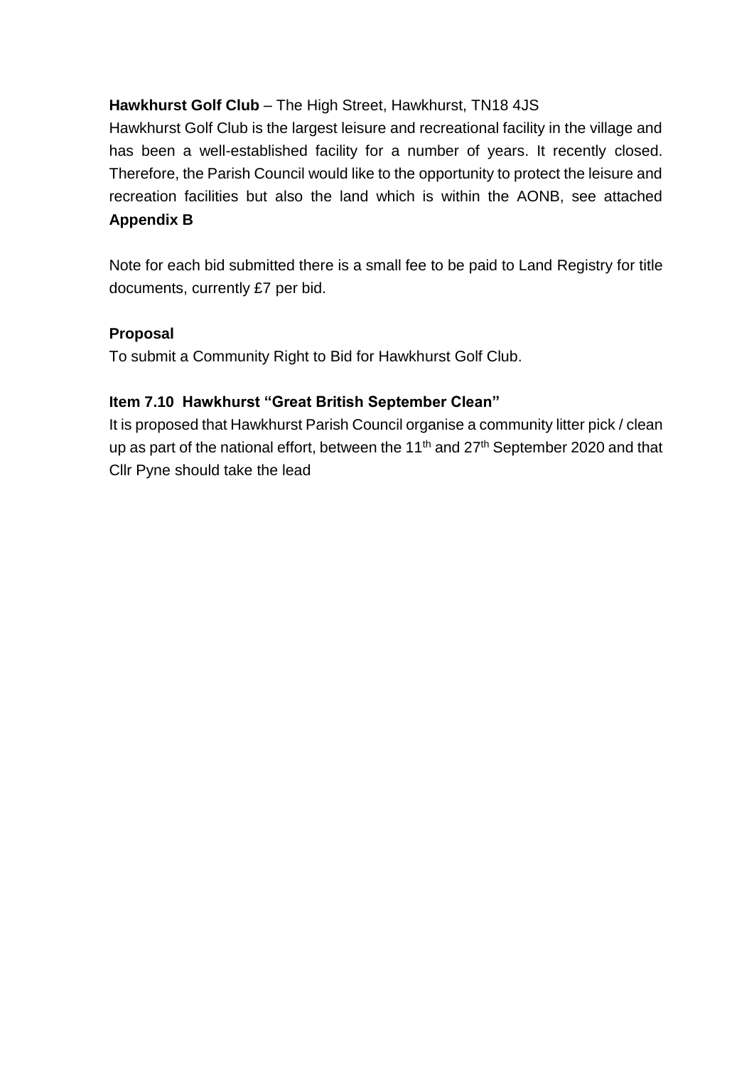**Hawkhurst Golf Club** – The High Street, Hawkhurst, TN18 4JS

Hawkhurst Golf Club is the largest leisure and recreational facility in the village and has been a well-established facility for a number of years. It recently closed. Therefore, the Parish Council would like to the opportunity to protect the leisure and recreation facilities but also the land which is within the AONB, see attached **Appendix B**

Note for each bid submitted there is a small fee to be paid to Land Registry for title documents, currently £7 per bid.

**Proposal**

To submit a Community Right to Bid for Hawkhurst Golf Club.

**Item 7.10 Hawkhurst "Great British September Clean"**

It is proposed that Hawkhurst Parish Council organise a community litter pick / clean up as part of the national effort, between the 11th and 27th September 2020 and that Cllr Pyne should take the lead